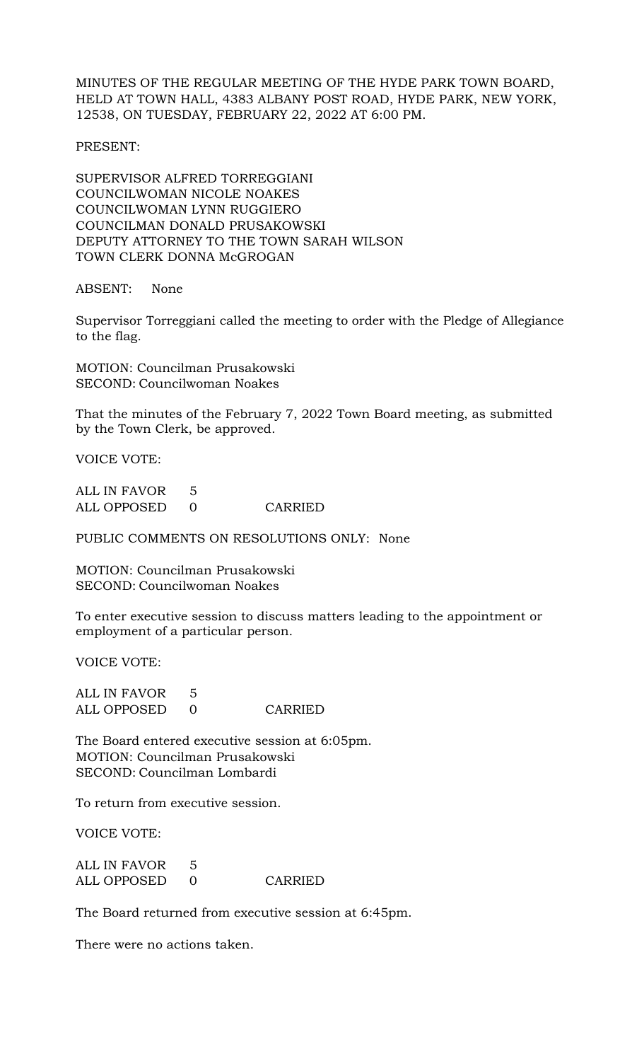MINUTES OF THE REGULAR MEETING OF THE HYDE PARK TOWN BOARD, HELD AT TOWN HALL, 4383 ALBANY POST ROAD, HYDE PARK, NEW YORK, 12538, ON TUESDAY, FEBRUARY 22, 2022 AT 6:00 PM.

PRESENT:

SUPERVISOR ALFRED TORREGGIANI
COUNCILWOMAN NICOLE NOAKES
COUNCILWOMAN LYNN RUGGIERO
COUNCILMAN DONALD PRUSAKOWSKI
DEPUTY ATTORNEY TO THE TOWN SARAH WILSON
TOWN CLERK DONNA McGROGAN

ABSENT: None

Supervisor Torreggiani called the meeting to order with the Pledge of Allegiance to the flag.

MOTION: Councilman Prusakowski
SECOND: Councilwoman Noakes

That the minutes of the February 7, 2022 Town Board meeting, as submitted by the Town Clerk, be approved.

VOICE VOTE:

ALL IN FAVOR 5
ALL OPPOSED 0 CARRIED

PUBLIC COMMENTS ON RESOLUTIONS ONLY: None

MOTION: Councilman Prusakowski
SECOND: Councilwoman Noakes

To enter executive session to discuss matters leading to the appointment or employment of a particular person.

VOICE VOTE:

ALL IN FAVOR 5
ALL OPPOSED 0 CARRIED

The Board entered executive session at 6:05pm.
MOTION: Councilman Prusakowski
SECOND: Councilman Lombardi

To return from executive session.

VOICE VOTE:

ALL IN FAVOR 5
ALL OPPOSED 0 CARRIED

The Board returned from executive session at 6:45pm.

There were no actions taken.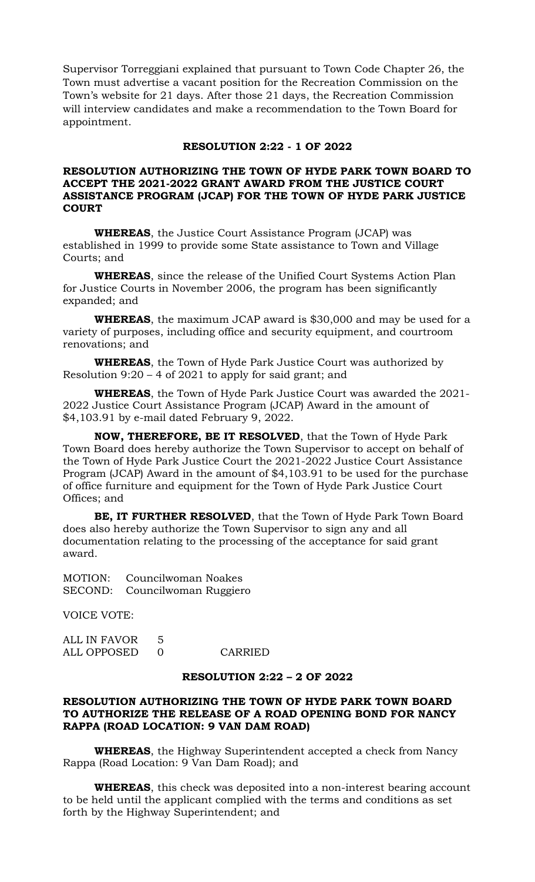Supervisor Torreggiani explained that pursuant to Town Code Chapter 26, the Town must advertise a vacant position for the Recreation Commission on the Town's website for 21 days. After those 21 days, the Recreation Commission will interview candidates and make a recommendation to the Town Board for appointment.

**RESOLUTION 2:22 - 1 OF 2022**

**RESOLUTION AUTHORIZING THE TOWN OF HYDE PARK TOWN BOARD TO ACCEPT THE 2021-2022 GRANT AWARD FROM THE JUSTICE COURT ASSISTANCE PROGRAM (JCAP) FOR THE TOWN OF HYDE PARK JUSTICE COURT**

**WHEREAS**, the Justice Court Assistance Program (JCAP) was established in 1999 to provide some State assistance to Town and Village Courts; and

**WHEREAS**, since the release of the Unified Court Systems Action Plan for Justice Courts in November 2006, the program has been significantly expanded; and

**WHEREAS**, the maximum JCAP award is $30,000 and may be used for a variety of purposes, including office and security equipment, and courtroom renovations; and

**WHEREAS**, the Town of Hyde Park Justice Court was authorized by Resolution 9:20 – 4 of 2021 to apply for said grant; and

**WHEREAS**, the Town of Hyde Park Justice Court was awarded the 2021-2022 Justice Court Assistance Program (JCAP) Award in the amount of $4,103.91 by e-mail dated February 9, 2022.

**NOW, THEREFORE, BE IT RESOLVED**, that the Town of Hyde Park Town Board does hereby authorize the Town Supervisor to accept on behalf of the Town of Hyde Park Justice Court the 2021-2022 Justice Court Assistance Program (JCAP) Award in the amount of $4,103.91 to be used for the purchase of office furniture and equipment for the Town of Hyde Park Justice Court Offices; and

**BE, IT FURTHER RESOLVED**, that the Town of Hyde Park Town Board does also hereby authorize the Town Supervisor to sign any and all documentation relating to the processing of the acceptance for said grant award.

MOTION: Councilwoman Noakes
SECOND: Councilwoman Ruggiero

VOICE VOTE:

ALL IN FAVOR 5
ALL OPPOSED 0 CARRIED

**RESOLUTION 2:22 – 2 OF 2022**

**RESOLUTION AUTHORIZING THE TOWN OF HYDE PARK TOWN BOARD TO AUTHORIZE THE RELEASE OF A ROAD OPENING BOND FOR NANCY RAPPA (ROAD LOCATION: 9 VAN DAM ROAD)**

**WHEREAS**, the Highway Superintendent accepted a check from Nancy Rappa (Road Location: 9 Van Dam Road); and

**WHEREAS**, this check was deposited into a non-interest bearing account to be held until the applicant complied with the terms and conditions as set forth by the Highway Superintendent; and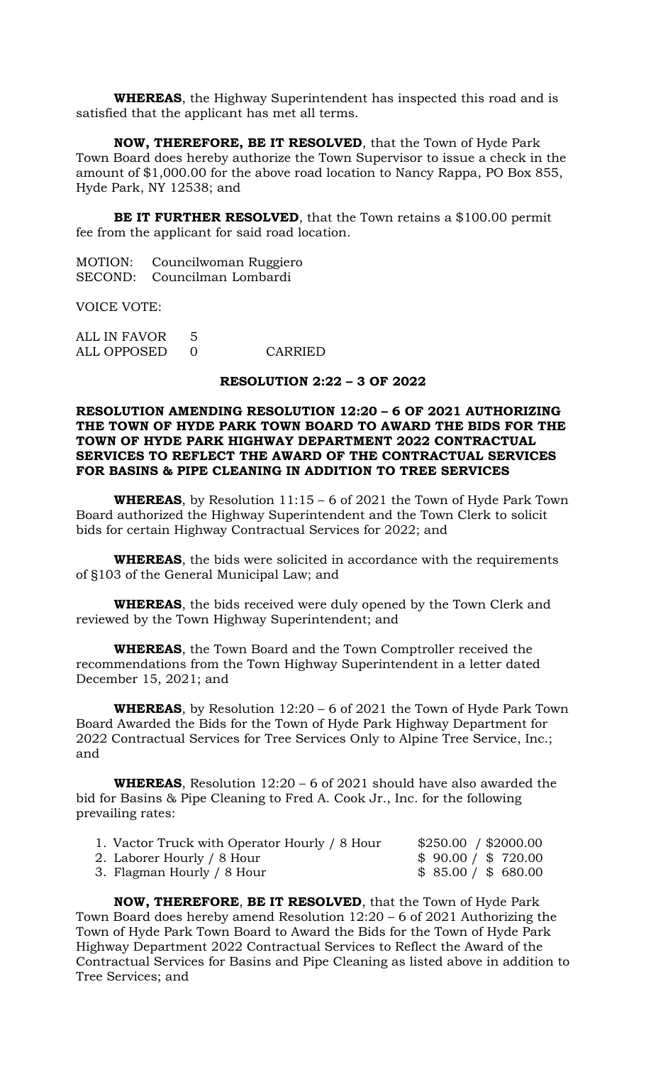**WHEREAS**, the Highway Superintendent has inspected this road and is satisfied that the applicant has met all terms.

**NOW, THEREFORE, BE IT RESOLVED**, that the Town of Hyde Park Town Board does hereby authorize the Town Supervisor to issue a check in the amount of $1,000.00 for the above road location to Nancy Rappa, PO Box 855, Hyde Park, NY 12538; and

**BE IT FURTHER RESOLVED**, that the Town retains a $100.00 permit fee from the applicant for said road location.

MOTION: Councilwoman Ruggiero
SECOND: Councilman Lombardi

VOICE VOTE:

ALL IN FAVOR 5
ALL OPPOSED 0 CARRIED

**RESOLUTION 2:22 – 3 OF 2022**

**RESOLUTION AMENDING RESOLUTION 12:20 – 6 OF 2021 AUTHORIZING THE TOWN OF HYDE PARK TOWN BOARD TO AWARD THE BIDS FOR THE TOWN OF HYDE PARK HIGHWAY DEPARTMENT 2022 CONTRACTUAL SERVICES TO REFLECT THE AWARD OF THE CONTRACTUAL SERVICES FOR BASINS & PIPE CLEANING IN ADDITION TO TREE SERVICES**

**WHEREAS**, by Resolution 11:15 – 6 of 2021 the Town of Hyde Park Town Board authorized the Highway Superintendent and the Town Clerk to solicit bids for certain Highway Contractual Services for 2022; and

**WHEREAS**, the bids were solicited in accordance with the requirements of §103 of the General Municipal Law; and

**WHEREAS**, the bids received were duly opened by the Town Clerk and reviewed by the Town Highway Superintendent; and

**WHEREAS**, the Town Board and the Town Comptroller received the recommendations from the Town Highway Superintendent in a letter dated December 15, 2021; and

**WHEREAS**, by Resolution 12:20 – 6 of 2021 the Town of Hyde Park Town Board Awarded the Bids for the Town of Hyde Park Highway Department for 2022 Contractual Services for Tree Services Only to Alpine Tree Service, Inc.; and

**WHEREAS**, Resolution 12:20 – 6 of 2021 should have also awarded the bid for Basins & Pipe Cleaning to Fred A. Cook Jr., Inc. for the following prevailing rates:

1. Vactor Truck with Operator Hourly / 8 Hour $250.00 / $2000.00
2. Laborer Hourly / 8 Hour $ 90.00 / $ 720.00
3. Flagman Hourly / 8 Hour $ 85.00 / $ 680.00

**NOW, THEREFORE**, **BE IT RESOLVED**, that the Town of Hyde Park Town Board does hereby amend Resolution 12:20 – 6 of 2021 Authorizing the Town of Hyde Park Town Board to Award the Bids for the Town of Hyde Park Highway Department 2022 Contractual Services to Reflect the Award of the Contractual Services for Basins and Pipe Cleaning as listed above in addition to Tree Services; and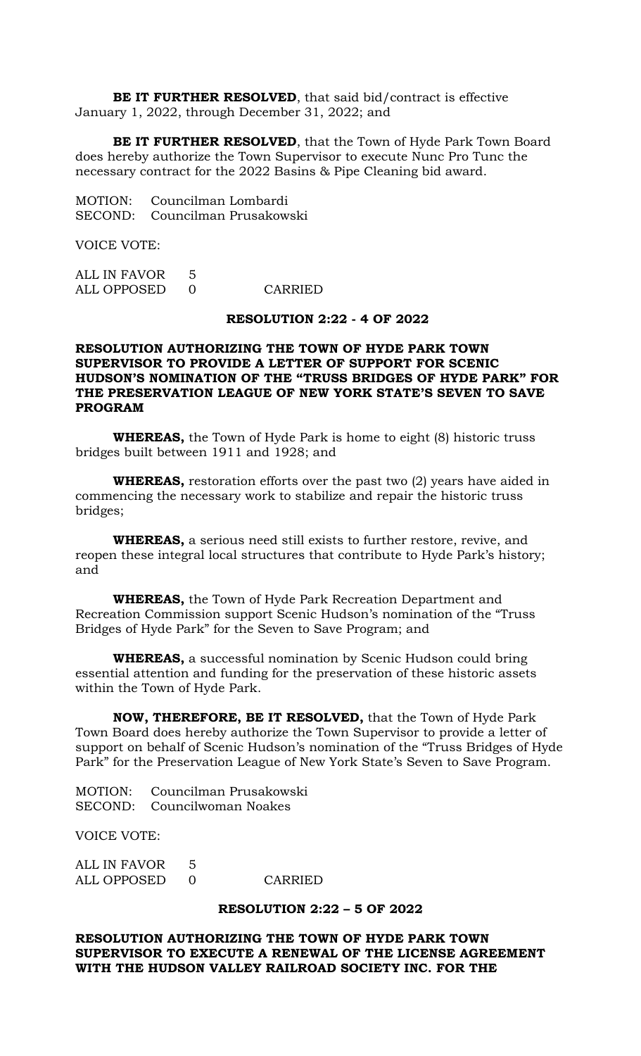**BE IT FURTHER RESOLVED**, that said bid/contract is effective January 1, 2022, through December 31, 2022; and

**BE IT FURTHER RESOLVED**, that the Town of Hyde Park Town Board does hereby authorize the Town Supervisor to execute Nunc Pro Tunc the necessary contract for the 2022 Basins & Pipe Cleaning bid award.

MOTION: Councilman Lombardi
SECOND: Councilman Prusakowski

VOICE VOTE:

ALL IN FAVOR 5
ALL OPPOSED 0 CARRIED

**RESOLUTION 2:22 - 4 OF 2022**

**RESOLUTION AUTHORIZING THE TOWN OF HYDE PARK TOWN SUPERVISOR TO PROVIDE A LETTER OF SUPPORT FOR SCENIC HUDSON'S NOMINATION OF THE "TRUSS BRIDGES OF HYDE PARK" FOR THE PRESERVATION LEAGUE OF NEW YORK STATE'S SEVEN TO SAVE PROGRAM**

**WHEREAS,** the Town of Hyde Park is home to eight (8) historic truss bridges built between 1911 and 1928; and

**WHEREAS,** restoration efforts over the past two (2) years have aided in commencing the necessary work to stabilize and repair the historic truss bridges;

**WHEREAS,** a serious need still exists to further restore, revive, and reopen these integral local structures that contribute to Hyde Park's history; and

**WHEREAS,** the Town of Hyde Park Recreation Department and Recreation Commission support Scenic Hudson's nomination of the "Truss Bridges of Hyde Park" for the Seven to Save Program; and

**WHEREAS,** a successful nomination by Scenic Hudson could bring essential attention and funding for the preservation of these historic assets within the Town of Hyde Park.

**NOW, THEREFORE, BE IT RESOLVED,** that the Town of Hyde Park Town Board does hereby authorize the Town Supervisor to provide a letter of support on behalf of Scenic Hudson's nomination of the "Truss Bridges of Hyde Park" for the Preservation League of New York State's Seven to Save Program.

MOTION: Councilman Prusakowski
SECOND: Councilwoman Noakes

VOICE VOTE:

ALL IN FAVOR 5
ALL OPPOSED 0 CARRIED

**RESOLUTION 2:22 – 5 OF 2022**

**RESOLUTION AUTHORIZING THE TOWN OF HYDE PARK TOWN SUPERVISOR TO EXECUTE A RENEWAL OF THE LICENSE AGREEMENT WITH THE HUDSON VALLEY RAILROAD SOCIETY INC. FOR THE**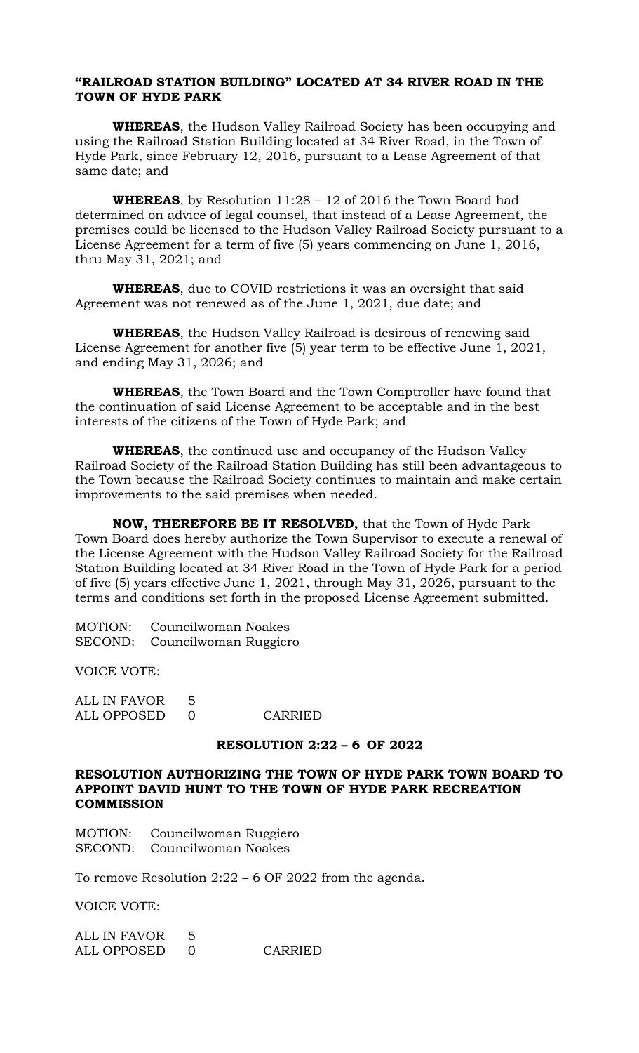**"RAILROAD STATION BUILDING" LOCATED AT 34 RIVER ROAD IN THE TOWN OF HYDE PARK**

**WHEREAS**, the Hudson Valley Railroad Society has been occupying and using the Railroad Station Building located at 34 River Road, in the Town of Hyde Park, since February 12, 2016, pursuant to a Lease Agreement of that same date; and

**WHEREAS**, by Resolution 11:28 – 12 of 2016 the Town Board had determined on advice of legal counsel, that instead of a Lease Agreement, the premises could be licensed to the Hudson Valley Railroad Society pursuant to a License Agreement for a term of five (5) years commencing on June 1, 2016, thru May 31, 2021; and

**WHEREAS**, due to COVID restrictions it was an oversight that said Agreement was not renewed as of the June 1, 2021, due date; and

**WHEREAS**, the Hudson Valley Railroad is desirous of renewing said License Agreement for another five (5) year term to be effective June 1, 2021, and ending May 31, 2026; and

**WHEREAS**, the Town Board and the Town Comptroller have found that the continuation of said License Agreement to be acceptable and in the best interests of the citizens of the Town of Hyde Park; and

**WHEREAS**, the continued use and occupancy of the Hudson Valley Railroad Society of the Railroad Station Building has still been advantageous to the Town because the Railroad Society continues to maintain and make certain improvements to the said premises when needed.

**NOW, THEREFORE BE IT RESOLVED,** that the Town of Hyde Park Town Board does hereby authorize the Town Supervisor to execute a renewal of the License Agreement with the Hudson Valley Railroad Society for the Railroad Station Building located at 34 River Road in the Town of Hyde Park for a period of five (5) years effective June 1, 2021, through May 31, 2026, pursuant to the terms and conditions set forth in the proposed License Agreement submitted.

MOTION: Councilwoman Noakes
SECOND: Councilwoman Ruggiero

VOICE VOTE:

ALL IN FAVOR 5
ALL OPPOSED 0 CARRIED

**RESOLUTION 2:22 – 6 OF 2022**

**RESOLUTION AUTHORIZING THE TOWN OF HYDE PARK TOWN BOARD TO APPOINT DAVID HUNT TO THE TOWN OF HYDE PARK RECREATION COMMISSION**

MOTION: Councilwoman Ruggiero
SECOND: Councilwoman Noakes

To remove Resolution 2:22 – 6 OF 2022 from the agenda.

VOICE VOTE:

ALL IN FAVOR 5
ALL OPPOSED 0 CARRIED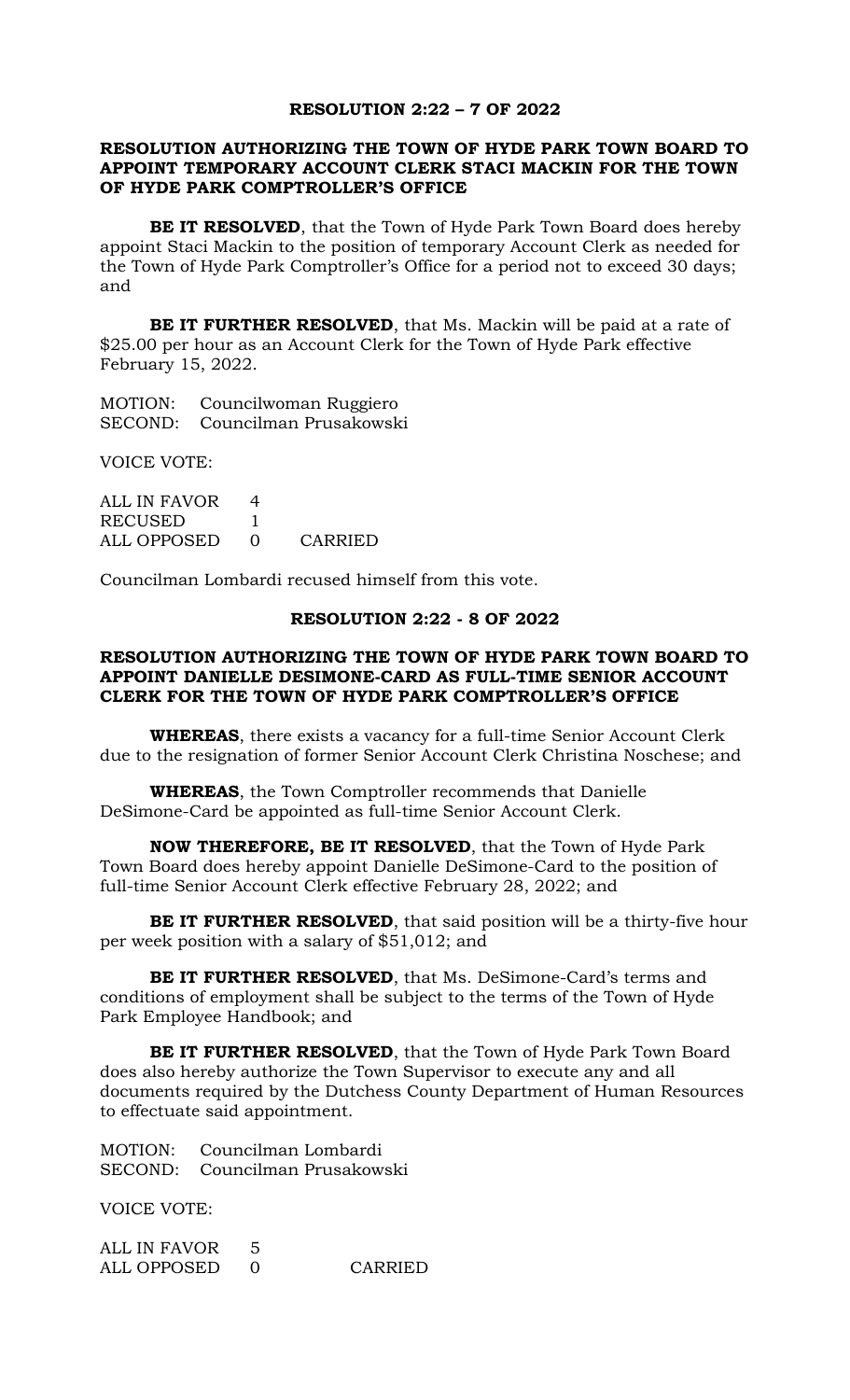### RESOLUTION 2:22 – 7 OF 2022

**RESOLUTION AUTHORIZING THE TOWN OF HYDE PARK TOWN BOARD TO APPOINT TEMPORARY ACCOUNT CLERK STACI MACKIN FOR THE TOWN OF HYDE PARK COMPTROLLER'S OFFICE**

**BE IT RESOLVED**, that the Town of Hyde Park Town Board does hereby appoint Staci Mackin to the position of temporary Account Clerk as needed for the Town of Hyde Park Comptroller's Office for a period not to exceed 30 days; and

**BE IT FURTHER RESOLVED**, that Ms. Mackin will be paid at a rate of $25.00 per hour as an Account Clerk for the Town of Hyde Park effective February 15, 2022.

MOTION: Councilwoman Ruggiero
SECOND: Councilman Prusakowski

VOICE VOTE:

| | | |
|---|---|---|
| ALL IN FAVOR | 4 | |
| RECUSED | 1 | |
| ALL OPPOSED | 0 | CARRIED |

Councilman Lombardi recused himself from this vote.

### RESOLUTION 2:22 - 8 OF 2022

**RESOLUTION AUTHORIZING THE TOWN OF HYDE PARK TOWN BOARD TO APPOINT DANIELLE DESIMONE-CARD AS FULL-TIME SENIOR ACCOUNT CLERK FOR THE TOWN OF HYDE PARK COMPTROLLER'S OFFICE**

**WHEREAS**, there exists a vacancy for a full-time Senior Account Clerk due to the resignation of former Senior Account Clerk Christina Noschese; and

**WHEREAS**, the Town Comptroller recommends that Danielle DeSimone-Card be appointed as full-time Senior Account Clerk.

**NOW THEREFORE, BE IT RESOLVED**, that the Town of Hyde Park Town Board does hereby appoint Danielle DeSimone-Card to the position of full-time Senior Account Clerk effective February 28, 2022; and

**BE IT FURTHER RESOLVED**, that said position will be a thirty-five hour per week position with a salary of $51,012; and

**BE IT FURTHER RESOLVED**, that Ms. DeSimone-Card's terms and conditions of employment shall be subject to the terms of the Town of Hyde Park Employee Handbook; and

**BE IT FURTHER RESOLVED**, that the Town of Hyde Park Town Board does also hereby authorize the Town Supervisor to execute any and all documents required by the Dutchess County Department of Human Resources to effectuate said appointment.

MOTION: Councilman Lombardi
SECOND: Councilman Prusakowski

VOICE VOTE:

| | | |
|---|---|---|
| ALL IN FAVOR | 5 | |
| ALL OPPOSED | 0 | CARRIED |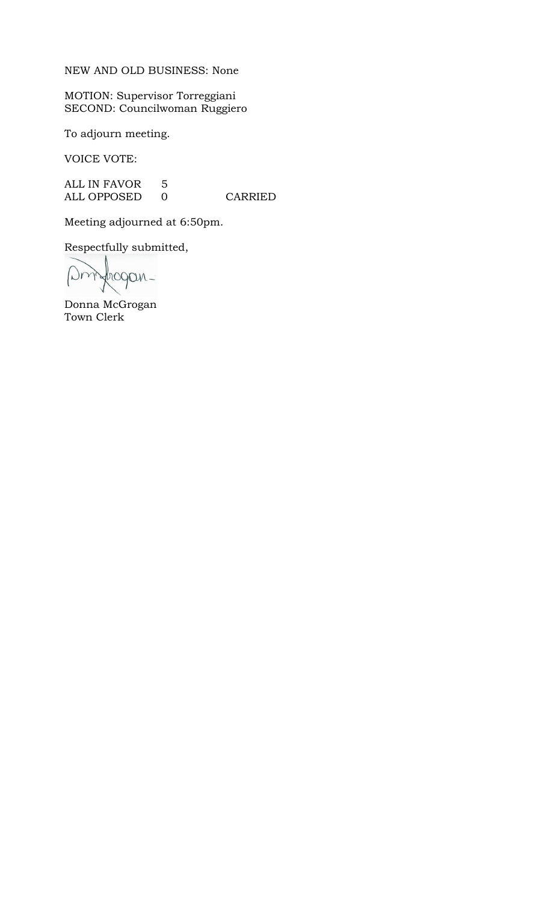NEW AND OLD BUSINESS: None

MOTION: Supervisor Torreggiani
SECOND: Councilwoman Ruggiero

To adjourn meeting.

VOICE VOTE:

| | | |
|---|---|---|
| ALL IN FAVOR | 5 | |
| ALL OPPOSED | 0 | CARRIED |

Meeting adjourned at 6:50pm.

Respectfully submitted,

Donna McGrogan
Town Clerk